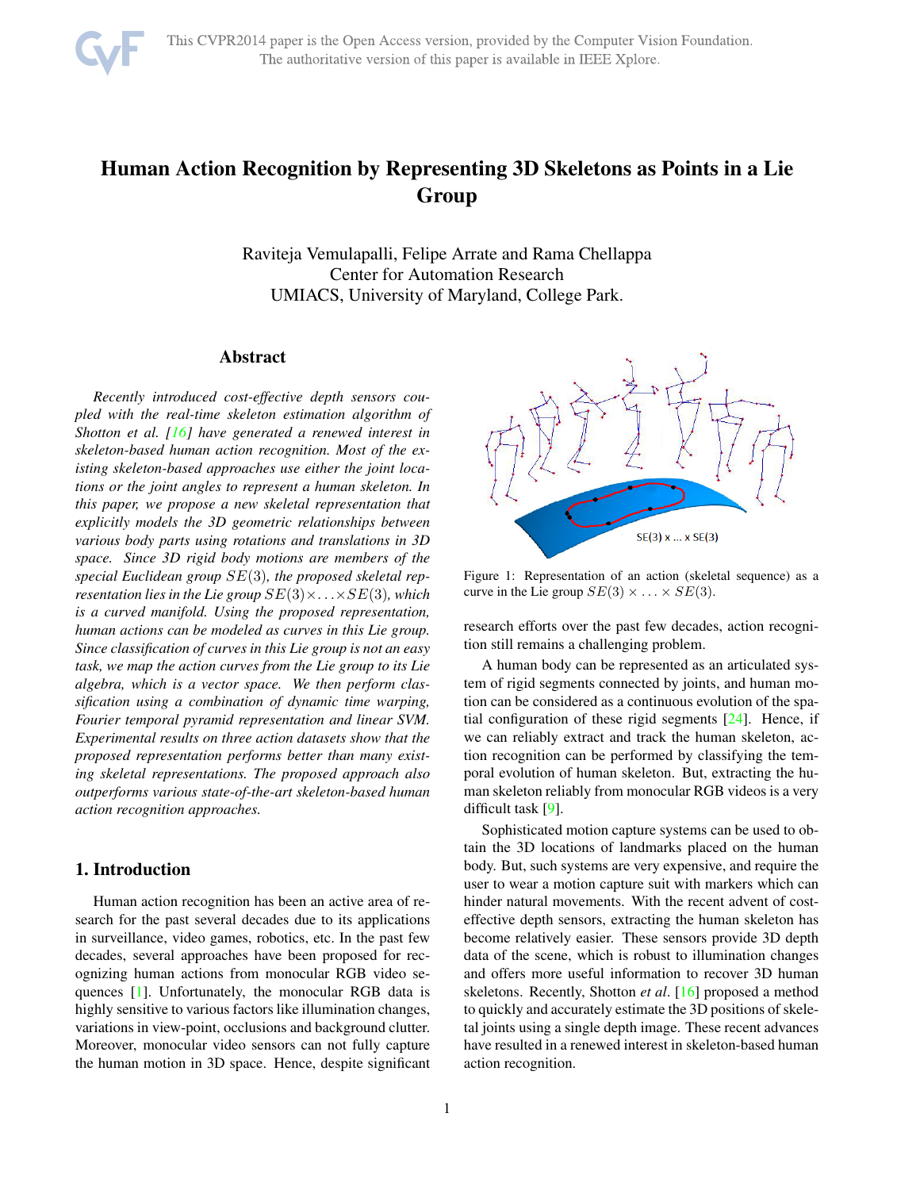# Human Action Recognition by Representing 3D Skeletons as Points in a Lie Group

Raviteja Vemulapalli, Felipe Arrate and Rama Chellappa
Center for Automation Research
UMIACS, University of Maryland, College Park.

## Abstract

*Recently introduced cost-effective depth sensors coupled with the real-time skeleton estimation algorithm of Shotton et al. [16] have generated a renewed interest in skeleton-based human action recognition. Most of the existing skeleton-based approaches use either the joint locations or the joint angles to represent a human skeleton. In this paper, we propose a new skeletal representation that explicitly models the 3D geometric relationships between various body parts using rotations and translations in 3D space. Since 3D rigid body motions are members of the special Euclidean group $SE(3)$, the proposed skeletal representation lies in the Lie group $SE(3)\times\ldots\times SE(3)$, which is a curved manifold. Using the proposed representation, human actions can be modeled as curves in this Lie group. Since classification of curves in this Lie group is not an easy task, we map the action curves from the Lie group to its Lie algebra, which is a vector space. We then perform classification using a combination of dynamic time warping, Fourier temporal pyramid representation and linear SVM. Experimental results on three action datasets show that the proposed representation performs better than many existing skeletal representations. The proposed approach also outperforms various state-of-the-art skeleton-based human action recognition approaches.*

## 1. Introduction

Human action recognition has been an active area of research for the past several decades due to its applications in surveillance, video games, robotics, etc. In the past few decades, several approaches have been proposed for recognizing human actions from monocular RGB video sequences [1]. Unfortunately, the monocular RGB data is highly sensitive to various factors like illumination changes, variations in view-point, occlusions and background clutter. Moreover, monocular video sensors can not fully capture the human motion in 3D space. Hence, despite significant research efforts over the past few decades, action recognition still remains a challenging problem.

Figure 1: Representation of an action (skeletal sequence) as a curve in the Lie group $SE(3) \times \ldots \times SE(3)$.

A human body can be represented as an articulated system of rigid segments connected by joints, and human motion can be considered as a continuous evolution of the spatial configuration of these rigid segments [24]. Hence, if we can reliably extract and track the human skeleton, action recognition can be performed by classifying the temporal evolution of human skeleton. But, extracting the human skeleton reliably from monocular RGB videos is a very difficult task [9].

Sophisticated motion capture systems can be used to obtain the 3D locations of landmarks placed on the human body. But, such systems are very expensive, and require the user to wear a motion capture suit with markers which can hinder natural movements. With the recent advent of cost-effective depth sensors, extracting the human skeleton has become relatively easier. These sensors provide 3D depth data of the scene, which is robust to illumination changes and offers more useful information to recover 3D human skeletons. Recently, Shotton *et al*. [16] proposed a method to quickly and accurately estimate the 3D positions of skeletal joints using a single depth image. These recent advances have resulted in a renewed interest in skeleton-based human action recognition.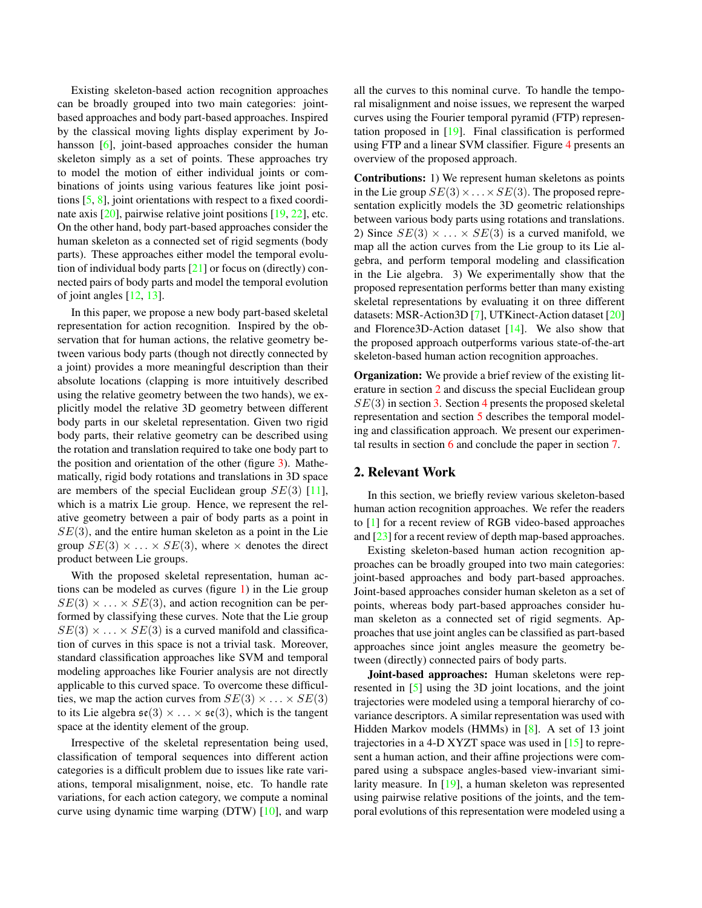Existing skeleton-based action recognition approaches can be broadly grouped into two main categories: joint-based approaches and body part-based approaches. Inspired by the classical moving lights display experiment by Johansson [6], joint-based approaches consider the human skeleton simply as a set of points. These approaches try to model the motion of either individual joints or combinations of joints using various features like joint positions [5, 8], joint orientations with respect to a fixed coordinate axis [20], pairwise relative joint positions [19, 22], etc. On the other hand, body part-based approaches consider the human skeleton as a connected set of rigid segments (body parts). These approaches either model the temporal evolution of individual body parts [21] or focus on (directly) connected pairs of body parts and model the temporal evolution of joint angles [12, 13].

In this paper, we propose a new body part-based skeletal representation for action recognition. Inspired by the observation that for human actions, the relative geometry between various body parts (though not directly connected by a joint) provides a more meaningful description than their absolute locations (clapping is more intuitively described using the relative geometry between the two hands), we explicitly model the relative 3D geometry between different body parts in our skeletal representation. Given two rigid body parts, their relative geometry can be described using the rotation and translation required to take one body part to the position and orientation of the other (figure 3). Mathematically, rigid body rotations and translations in 3D space are members of the special Euclidean group $SE(3)$ [11], which is a matrix Lie group. Hence, we represent the relative geometry between a pair of body parts as a point in $SE(3)$, and the entire human skeleton as a point in the Lie group $SE(3) \times \ldots \times SE(3)$, where $\times$ denotes the direct product between Lie groups.

With the proposed skeletal representation, human actions can be modeled as curves (figure 1) in the Lie group $SE(3) \times \ldots \times SE(3)$, and action recognition can be performed by classifying these curves. Note that the Lie group $SE(3) \times \ldots \times SE(3)$ is a curved manifold and classification of curves in this space is not a trivial task. Moreover, standard classification approaches like SVM and temporal modeling approaches like Fourier analysis are not directly applicable to this curved space. To overcome these difficulties, we map the action curves from $SE(3) \times \ldots \times SE(3)$ to its Lie algebra $\mathfrak{se}(3) \times \ldots \times \mathfrak{se}(3)$, which is the tangent space at the identity element of the group.

Irrespective of the skeletal representation being used, classification of temporal sequences into different action categories is a difficult problem due to issues like rate variations, temporal misalignment, noise, etc. To handle rate variations, for each action category, we compute a nominal curve using dynamic time warping (DTW) [10], and warp all the curves to this nominal curve. To handle the temporal misalignment and noise issues, we represent the warped curves using the Fourier temporal pyramid (FTP) representation proposed in [19]. Final classification is performed using FTP and a linear SVM classifier. Figure 4 presents an overview of the proposed approach.

**Contributions:** 1) We represent human skeletons as points in the Lie group $SE(3) \times \ldots \times SE(3)$. The proposed representation explicitly models the 3D geometric relationships between various body parts using rotations and translations. 2) Since $SE(3) \times \ldots \times SE(3)$ is a curved manifold, we map all the action curves from the Lie group to its Lie algebra, and perform temporal modeling and classification in the Lie algebra. 3) We experimentally show that the proposed representation performs better than many existing skeletal representations by evaluating it on three different datasets: MSR-Action3D [7], UTKinect-Action dataset [20] and Florence3D-Action dataset [14]. We also show that the proposed approach outperforms various state-of-the-art skeleton-based human action recognition approaches.

**Organization:** We provide a brief review of the existing literature in section 2 and discuss the special Euclidean group $SE(3)$ in section 3. Section 4 presents the proposed skeletal representation and section 5 describes the temporal modeling and classification approach. We present our experimental results in section 6 and conclude the paper in section 7.

## 2. Relevant Work

In this section, we briefly review various skeleton-based human action recognition approaches. We refer the readers to [1] for a recent review of RGB video-based approaches and [23] for a recent review of depth map-based approaches.

Existing skeleton-based human action recognition approaches can be broadly grouped into two main categories: joint-based approaches and body part-based approaches. Joint-based approaches consider human skeleton as a set of points, whereas body part-based approaches consider human skeleton as a connected set of rigid segments. Approaches that use joint angles can be classified as part-based approaches since joint angles measure the geometry between (directly) connected pairs of body parts.

**Joint-based approaches:** Human skeletons were represented in [5] using the 3D joint locations, and the joint trajectories were modeled using a temporal hierarchy of covariance descriptors. A similar representation was used with Hidden Markov models (HMMs) in [8]. A set of 13 joint trajectories in a 4-D XYZT space was used in [15] to represent a human action, and their affine projections were compared using a subspace angles-based view-invariant similarity measure. In [19], a human skeleton was represented using pairwise relative positions of the joints, and the temporal evolutions of this representation were modeled using a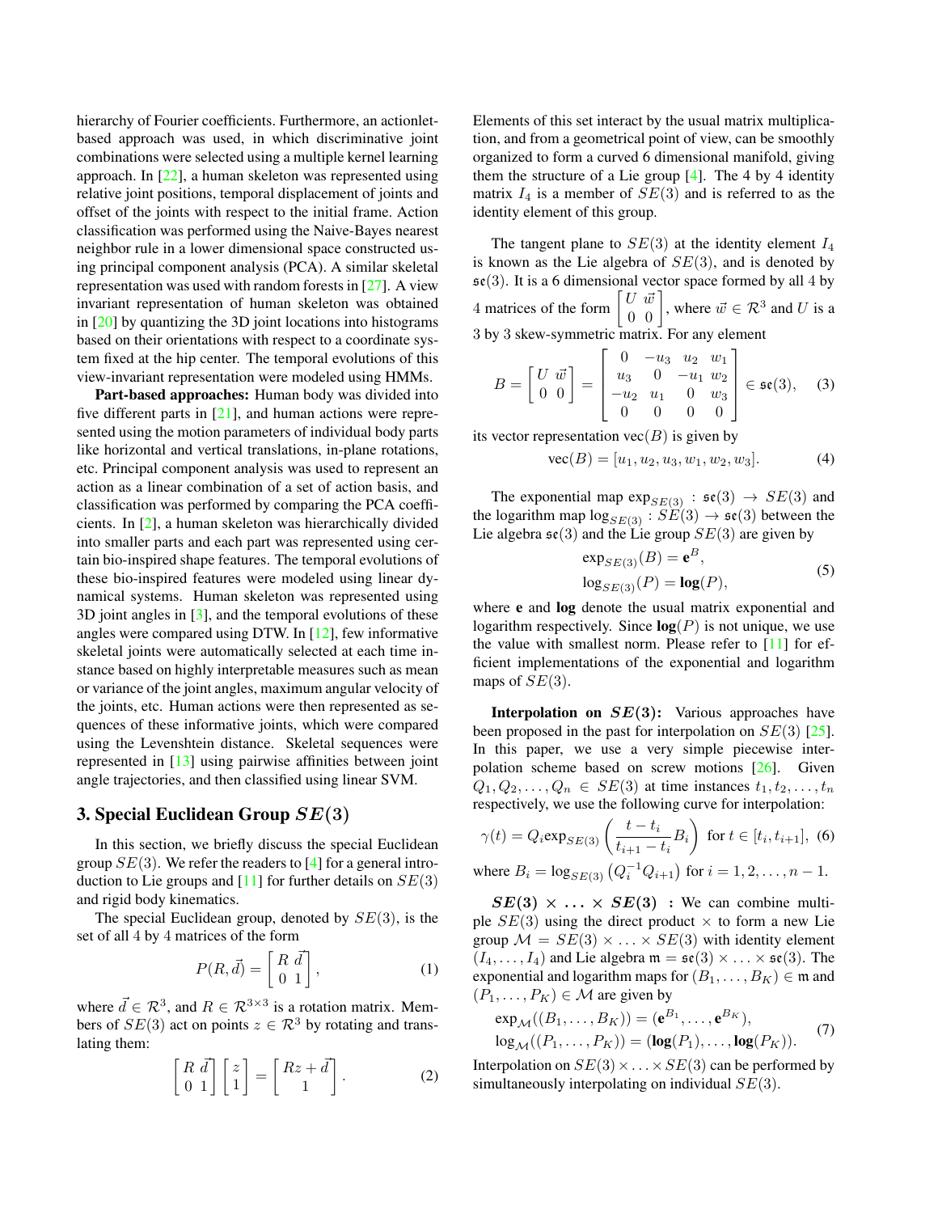hierarchy of Fourier coefficients. Furthermore, an actionlet-based approach was used, in which discriminative joint combinations were selected using a multiple kernel learning approach. In [22], a human skeleton was represented using relative joint positions, temporal displacement of joints and offset of the joints with respect to the initial frame. Action classification was performed using the Naive-Bayes nearest neighbor rule in a lower dimensional space constructed using principal component analysis (PCA). A similar skeletal representation was used with random forests in [27]. A view invariant representation of human skeleton was obtained in [20] by quantizing the 3D joint locations into histograms based on their orientations with respect to a coordinate system fixed at the hip center. The temporal evolutions of this view-invariant representation were modeled using HMMs.

**Part-based approaches:** Human body was divided into five different parts in [21], and human actions were represented using the motion parameters of individual body parts like horizontal and vertical translations, in-plane rotations, etc. Principal component analysis was used to represent an action as a linear combination of a set of action basis, and classification was performed by comparing the PCA coefficients. In [2], a human skeleton was hierarchically divided into smaller parts and each part was represented using certain bio-inspired shape features. The temporal evolutions of these bio-inspired features were modeled using linear dynamical systems. Human skeleton was represented using 3D joint angles in [3], and the temporal evolutions of these angles were compared using DTW. In [12], few informative skeletal joints were automatically selected at each time instance based on highly interpretable measures such as mean or variance of the joint angles, maximum angular velocity of the joints, etc. Human actions were then represented as sequences of these informative joints, which were compared using the Levenshtein distance. Skeletal sequences were represented in [13] using pairwise affinities between joint angle trajectories, and then classified using linear SVM.

## 3. Special Euclidean Group $SE(3)$

In this section, we briefly discuss the special Euclidean group $SE(3)$. We refer the readers to [4] for a general introduction to Lie groups and [11] for further details on $SE(3)$ and rigid body kinematics.

The special Euclidean group, denoted by $SE(3)$, is the set of all 4 by 4 matrices of the form

$$P(R, \vec{d}) = \begin{bmatrix} R & \vec{d} \\ 0 & 1 \end{bmatrix}, \tag{1}$$

where $\vec{d} \in \mathcal{R}^3$, and $R \in \mathcal{R}^{3\times3}$ is a rotation matrix. Members of $SE(3)$ act on points $z \in \mathcal{R}^3$ by rotating and translating them:

$$\begin{bmatrix} R & \vec{d} \\ 0 & 1 \end{bmatrix} \begin{bmatrix} z \\ 1 \end{bmatrix} = \begin{bmatrix} Rz + \vec{d} \\ 1 \end{bmatrix}. \tag{2}$$

Elements of this set interact by the usual matrix multiplication, and from a geometrical point of view, can be smoothly organized to form a curved 6 dimensional manifold, giving them the structure of a Lie group [4]. The 4 by 4 identity matrix $I_4$ is a member of $SE(3)$ and is referred to as the identity element of this group.

The tangent plane to $SE(3)$ at the identity element $I_4$ is known as the Lie algebra of $SE(3)$, and is denoted by $\mathfrak{se}(3)$. It is a 6 dimensional vector space formed by all 4 by 4 matrices of the form $\begin{bmatrix} U & \vec{w} \\ 0 & 0 \end{bmatrix}$, where $\vec{w} \in \mathcal{R}^3$ and $U$ is a 3 by 3 skew-symmetric matrix. For any element

$$B = \begin{bmatrix} U & \vec{w} \\ 0 & 0 \end{bmatrix} = \begin{bmatrix} 0 & -u_3 & u_2 & w_1 \\ u_3 & 0 & -u_1 & w_2 \\ -u_2 & u_1 & 0 & w_3 \\ 0 & 0 & 0 & 0 \end{bmatrix} \in \mathfrak{se}(3), \tag{3}$$

its vector representation $\text{vec}(B)$ is given by

$$\text{vec}(B) = [u_1, u_2, u_3, w_1, w_2, w_3]. \tag{4}$$

The exponential map $\exp_{SE(3)} : \mathfrak{se}(3) \rightarrow SE(3)$ and the logarithm map $\log_{SE(3)} : SE(3) \rightarrow \mathfrak{se}(3)$ between the Lie algebra $\mathfrak{se}(3)$ and the Lie group $SE(3)$ are given by

$$\begin{aligned} \exp_{SE(3)}(B) &= \mathbf{e}^B, \\ \log_{SE(3)}(P) &= \mathbf{log}(P), \end{aligned} \tag{5}$$

where $\mathbf{e}$ and $\mathbf{log}$ denote the usual matrix exponential and logarithm respectively. Since $\mathbf{log}(P)$ is not unique, we use the value with smallest norm. Please refer to [11] for efficient implementations of the exponential and logarithm maps of $SE(3)$.

**Interpolation on $SE(3)$:** Various approaches have been proposed in the past for interpolation on $SE(3)$ [25]. In this paper, we use a very simple piecewise interpolation scheme based on screw motions [26]. Given $Q_1, Q_2, \ldots, Q_n \in SE(3)$ at time instances $t_1, t_2, \ldots, t_n$ respectively, we use the following curve for interpolation:

$$\gamma(t) = Q_i \exp_{SE(3)}\left(\frac{t - t_i}{t_{i+1} - t_i} B_i\right) \text{ for } t \in [t_i, t_{i+1}], \tag{6}$$

where $B_i = \log_{SE(3)}\left(Q_i^{-1} Q_{i+1}\right)$ for $i = 1, 2, \ldots, n-1$.

**$SE(3) \times \ldots \times SE(3)$ :** We can combine multiple $SE(3)$ using the direct product $\times$ to form a new Lie group $\mathcal{M} = SE(3) \times \ldots \times SE(3)$ with identity element $(I_4, \ldots, I_4)$ and Lie algebra $\mathfrak{m} = \mathfrak{se}(3) \times \ldots \times \mathfrak{se}(3)$. The exponential and logarithm maps for $(B_1, \ldots, B_K) \in \mathfrak{m}$ and $(P_1, \ldots, P_K) \in \mathcal{M}$ are given by

$$\begin{aligned} \exp_{\mathcal{M}}((B_1, \ldots, B_K)) &= (\mathbf{e}^{B_1}, \ldots, \mathbf{e}^{B_K}), \\ \log_{\mathcal{M}}((P_1, \ldots, P_K)) &= (\mathbf{log}(P_1), \ldots, \mathbf{log}(P_K)). \end{aligned} \tag{7}$$

Interpolation on $SE(3) \times \ldots \times SE(3)$ can be performed by simultaneously interpolating on individual $SE(3)$.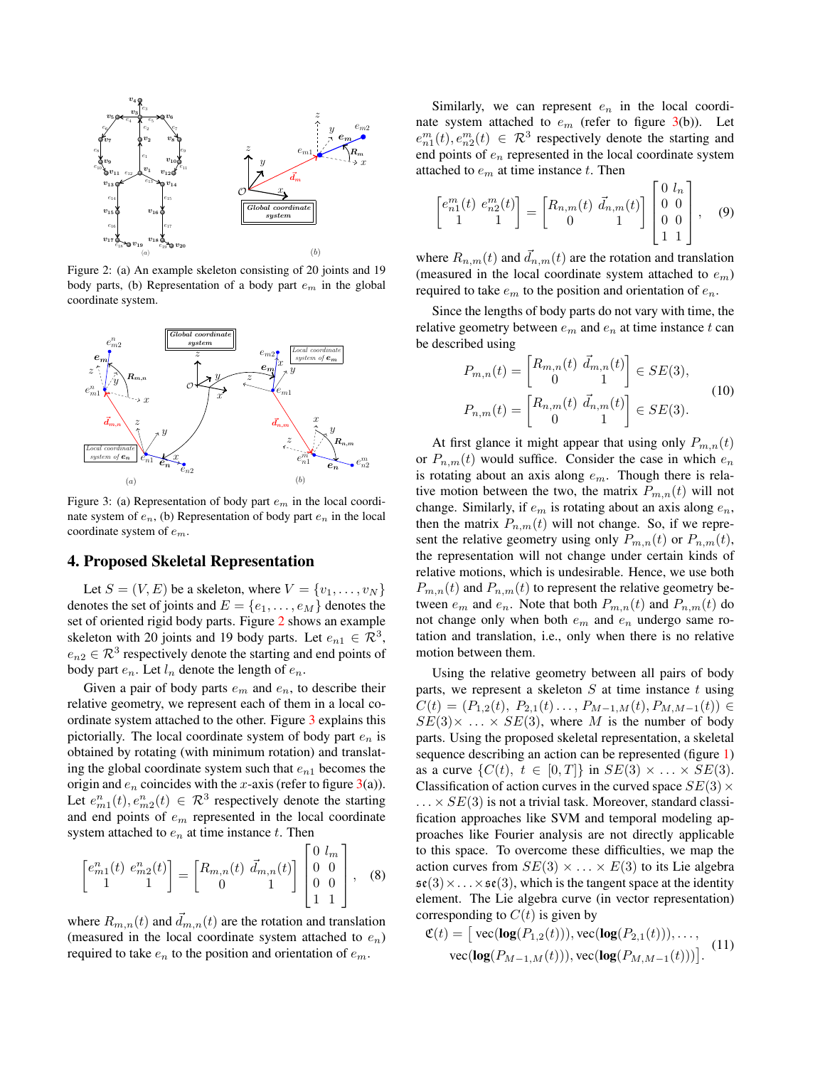Figure 2: (a) An example skeleton consisting of 20 joints and 19 body parts, (b) Representation of a body part $e_m$ in the global coordinate system.

Figure 3: (a) Representation of body part $e_m$ in the local coordinate system of $e_n$, (b) Representation of body part $e_n$ in the local coordinate system of $e_m$.

## 4. Proposed Skeletal Representation

Let $S = (V, E)$ be a skeleton, where $V = \{v_1, \ldots, v_N\}$ denotes the set of joints and $E = \{e_1, \ldots, e_M\}$ denotes the set of oriented rigid body parts. Figure 2 shows an example skeleton with 20 joints and 19 body parts. Let $e_{n1} \in \mathcal{R}^3$, $e_{n2} \in \mathcal{R}^3$ respectively denote the starting and end points of body part $e_n$. Let $l_n$ denote the length of $e_n$.

Given a pair of body parts $e_m$ and $e_n$, to describe their relative geometry, we represent each of them in a local coordinate system attached to the other. Figure 3 explains this pictorially. The local coordinate system of body part $e_n$ is obtained by rotating (with minimum rotation) and translating the global coordinate system such that $e_{n1}$ becomes the origin and $e_n$ coincides with the $x$-axis (refer to figure 3(a)). Let $e^n_{m1}(t), e^n_{m2}(t) \in \mathcal{R}^3$ respectively denote the starting and end points of $e_m$ represented in the local coordinate system attached to $e_n$ at time instance $t$. Then

$$\begin{bmatrix} e^n_{m1}(t) & e^n_{m2}(t) \\ 1 & 1 \end{bmatrix} = \begin{bmatrix} R_{m,n}(t) & \vec{d}_{m,n}(t) \\ 0 & 1 \end{bmatrix} \begin{bmatrix} 0 & l_m \\ 0 & 0 \\ 0 & 0 \\ 1 & 1 \end{bmatrix}, \quad (8)$$

where $R_{m,n}(t)$ and $\vec{d}_{m,n}(t)$ are the rotation and translation (measured in the local coordinate system attached to $e_n$) required to take $e_n$ to the position and orientation of $e_m$.

Similarly, we can represent $e_n$ in the local coordinate system attached to $e_m$ (refer to figure 3(b)). Let $e^m_{n1}(t), e^m_{n2}(t) \in \mathcal{R}^3$ respectively denote the starting and end points of $e_n$ represented in the local coordinate system attached to $e_m$ at time instance $t$. Then

$$\begin{bmatrix} e^m_{n1}(t) & e^m_{n2}(t) \\ 1 & 1 \end{bmatrix} = \begin{bmatrix} R_{n,m}(t) & \vec{d}_{n,m}(t) \\ 0 & 1 \end{bmatrix} \begin{bmatrix} 0 & l_n \\ 0 & 0 \\ 0 & 0 \\ 1 & 1 \end{bmatrix}, \quad (9)$$

where $R_{n,m}(t)$ and $\vec{d}_{n,m}(t)$ are the rotation and translation (measured in the local coordinate system attached to $e_m$) required to take $e_m$ to the position and orientation of $e_n$.

Since the lengths of body parts do not vary with time, the relative geometry between $e_m$ and $e_n$ at time instance $t$ can be described using

$$P_{m,n}(t) = \begin{bmatrix} R_{m,n}(t) & \vec{d}_{m,n}(t) \\ 0 & 1 \end{bmatrix} \in SE(3),$$
$$P_{n,m}(t) = \begin{bmatrix} R_{n,m}(t) & \vec{d}_{n,m}(t) \\ 0 & 1 \end{bmatrix} \in SE(3). \quad (10)$$

At first glance it might appear that using only $P_{m,n}(t)$ or $P_{n,m}(t)$ would suffice. Consider the case in which $e_n$ is rotating about an axis along $e_m$. Though there is relative motion between the two, the matrix $P_{m,n}(t)$ will not change. Similarly, if $e_m$ is rotating about an axis along $e_n$, then the matrix $P_{n,m}(t)$ will not change. So, if we represent the relative geometry using only $P_{m,n}(t)$ or $P_{n,m}(t)$, the representation will not change under certain kinds of relative motions, which is undesirable. Hence, we use both $P_{m,n}(t)$ and $P_{n,m}(t)$ to represent the relative geometry between $e_m$ and $e_n$. Note that both $P_{m,n}(t)$ and $P_{n,m}(t)$ do not change only when both $e_m$ and $e_n$ undergo same rotation and translation, i.e., only when there is no relative motion between them.

Using the relative geometry between all pairs of body parts, we represent a skeleton $S$ at time instance $t$ using $C(t) = (P_{1,2}(t),\ P_{2,1}(t) \ldots, P_{M-1,M}(t), P_{M,M-1}(t)) \in SE(3) \times \ldots \times SE(3)$, where $M$ is the number of body parts. Using the proposed skeletal representation, a skeletal sequence describing an action can be represented (figure 1) as a curve $\{C(t),\ t \in [0, T]\}$ in $SE(3) \times \ldots \times SE(3)$. Classification of action curves in the curved space $SE(3) \times \ldots \times SE(3)$ is not a trivial task. Moreover, standard classification approaches like SVM and temporal modeling approaches like Fourier analysis are not directly applicable to this space. To overcome these difficulties, we map the action curves from $SE(3) \times \ldots \times E(3)$ to its Lie algebra $\mathfrak{se}(3) \times \ldots \times \mathfrak{se}(3)$, which is the tangent space at the identity element. The Lie algebra curve (in vector representation) corresponding to $C(t)$ is given by

$$\mathfrak{C}(t) = \big[\ \mathrm{vec}(\mathbf{log}(P_{1,2}(t))), \mathrm{vec}(\mathbf{log}(P_{2,1}(t))), \ldots,$$
$$\mathrm{vec}(\mathbf{log}(P_{M-1,M}(t))), \mathrm{vec}(\mathbf{log}(P_{M,M-1}(t)))\big]. \quad (11)$$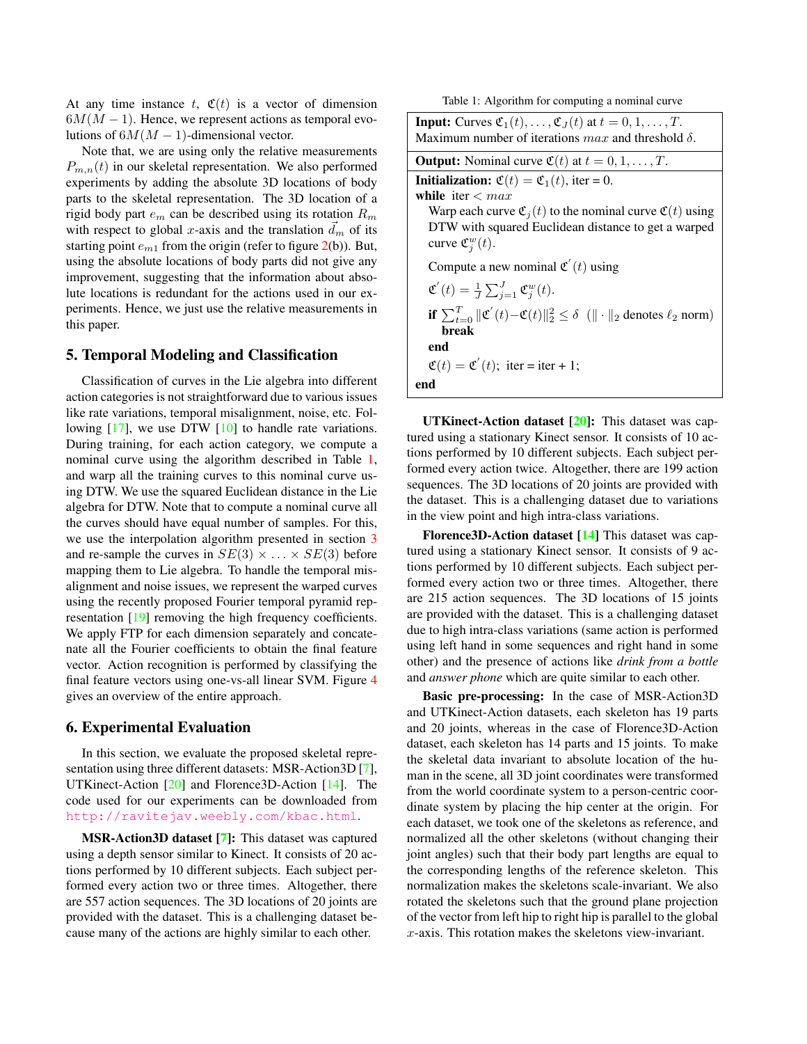At any time instance $t$, $\mathfrak{C}(t)$ is a vector of dimension $6M(M-1)$. Hence, we represent actions as temporal evolutions of $6M(M-1)$-dimensional vector.

Note that, we are using only the relative measurements $P_{m,n}(t)$ in our skeletal representation. We also performed experiments by adding the absolute 3D locations of body parts to the skeletal representation. The 3D location of a rigid body part $e_m$ can be described using its rotation $R_m$ with respect to global $x$-axis and the translation $\vec{d}_m$ of its starting point $e_{m1}$ from the origin (refer to figure 2(b)). But, using the absolute locations of body parts did not give any improvement, suggesting that the information about absolute locations is redundant for the actions used in our experiments. Hence, we just use the relative measurements in this paper.

## 5. Temporal Modeling and Classification

Classification of curves in the Lie algebra into different action categories is not straightforward due to various issues like rate variations, temporal misalignment, noise, etc. Following [17], we use DTW [10] to handle rate variations. During training, for each action category, we compute a nominal curve using the algorithm described in Table 1, and warp all the training curves to this nominal curve using DTW. We use the squared Euclidean distance in the Lie algebra for DTW. Note that to compute a nominal curve all the curves should have equal number of samples. For this, we use the interpolation algorithm presented in section 3 and re-sample the curves in $SE(3) \times \ldots \times SE(3)$ before mapping them to Lie algebra. To handle the temporal misalignment and noise issues, we represent the warped curves using the recently proposed Fourier temporal pyramid representation [19] removing the high frequency coefficients. We apply FTP for each dimension separately and concatenate all the Fourier coefficients to obtain the final feature vector. Action recognition is performed by classifying the final feature vectors using one-vs-all linear SVM. Figure 4 gives an overview of the entire approach.

Table 1: Algorithm for computing a nominal curve

| |
|---|
| **Input:** Curves $\mathfrak{C}_1(t), \ldots, \mathfrak{C}_J(t)$ at $t = 0, 1, \ldots, T$. Maximum number of iterations $max$ and threshold $\delta$. |
| **Output:** Nominal curve $\mathfrak{C}(t)$ at $t = 0, 1, \ldots, T$. |
| **Initialization:** $\mathfrak{C}(t) = \mathfrak{C}_1(t)$, iter = 0.<br>**while** iter $< max$<br>Warp each curve $\mathfrak{C}_j(t)$ to the nominal curve $\mathfrak{C}(t)$ using DTW with squared Euclidean distance to get a warped curve $\mathfrak{C}^w_j(t)$.<br>Compute a new nominal $\mathfrak{C}'(t)$ using<br>$\mathfrak{C}'(t) = \frac{1}{J}\sum_{j=1}^{J} \mathfrak{C}^w_j(t)$.<br>**if** $\sum_{t=0}^{T} \lVert \mathfrak{C}'(t) - \mathfrak{C}(t) \rVert_2^2 \leq \delta$ ($\lVert \cdot \rVert_2$ denotes $\ell_2$ norm)<br>**break**<br>**end**<br>$\mathfrak{C}(t) = \mathfrak{C}'(t)$; iter = iter + 1;<br>**end** |

## 6. Experimental Evaluation

In this section, we evaluate the proposed skeletal representation using three different datasets: MSR-Action3D [7], UTKinect-Action [20] and Florence3D-Action [14]. The code used for our experiments can be downloaded from http://ravitejav.weebly.com/kbac.html.

**MSR-Action3D dataset [7]:** This dataset was captured using a depth sensor similar to Kinect. It consists of 20 actions performed by 10 different subjects. Each subject performed every action two or three times. Altogether, there are 557 action sequences. The 3D locations of 20 joints are provided with the dataset. This is a challenging dataset because many of the actions are highly similar to each other.

**UTKinect-Action dataset [20]:** This dataset was captured using a stationary Kinect sensor. It consists of 10 actions performed by 10 different subjects. Each subject performed every action twice. Altogether, there are 199 action sequences. The 3D locations of 20 joints are provided with the dataset. This is a challenging dataset due to variations in the view point and high intra-class variations.

**Florence3D-Action dataset [14]** This dataset was captured using a stationary Kinect sensor. It consists of 9 actions performed by 10 different subjects. Each subject performed every action two or three times. Altogether, there are 215 action sequences. The 3D locations of 15 joints are provided with the dataset. This is a challenging dataset due to high intra-class variations (same action is performed using left hand in some sequences and right hand in some other) and the presence of actions like *drink from a bottle* and *answer phone* which are quite similar to each other.

**Basic pre-processing:** In the case of MSR-Action3D and UTKinect-Action datasets, each skeleton has 19 parts and 20 joints, whereas in the case of Florence3D-Action dataset, each skeleton has 14 parts and 15 joints. To make the skeletal data invariant to absolute location of the human in the scene, all 3D joint coordinates were transformed from the world coordinate system to a person-centric coordinate system by placing the hip center at the origin. For each dataset, we took one of the skeletons as reference, and normalized all the other skeletons (without changing their joint angles) such that their body part lengths are equal to the corresponding lengths of the reference skeleton. This normalization makes the skeletons scale-invariant. We also rotated the skeletons such that the ground plane projection of the vector from left hip to right hip is parallel to the global $x$-axis. This rotation makes the skeletons view-invariant.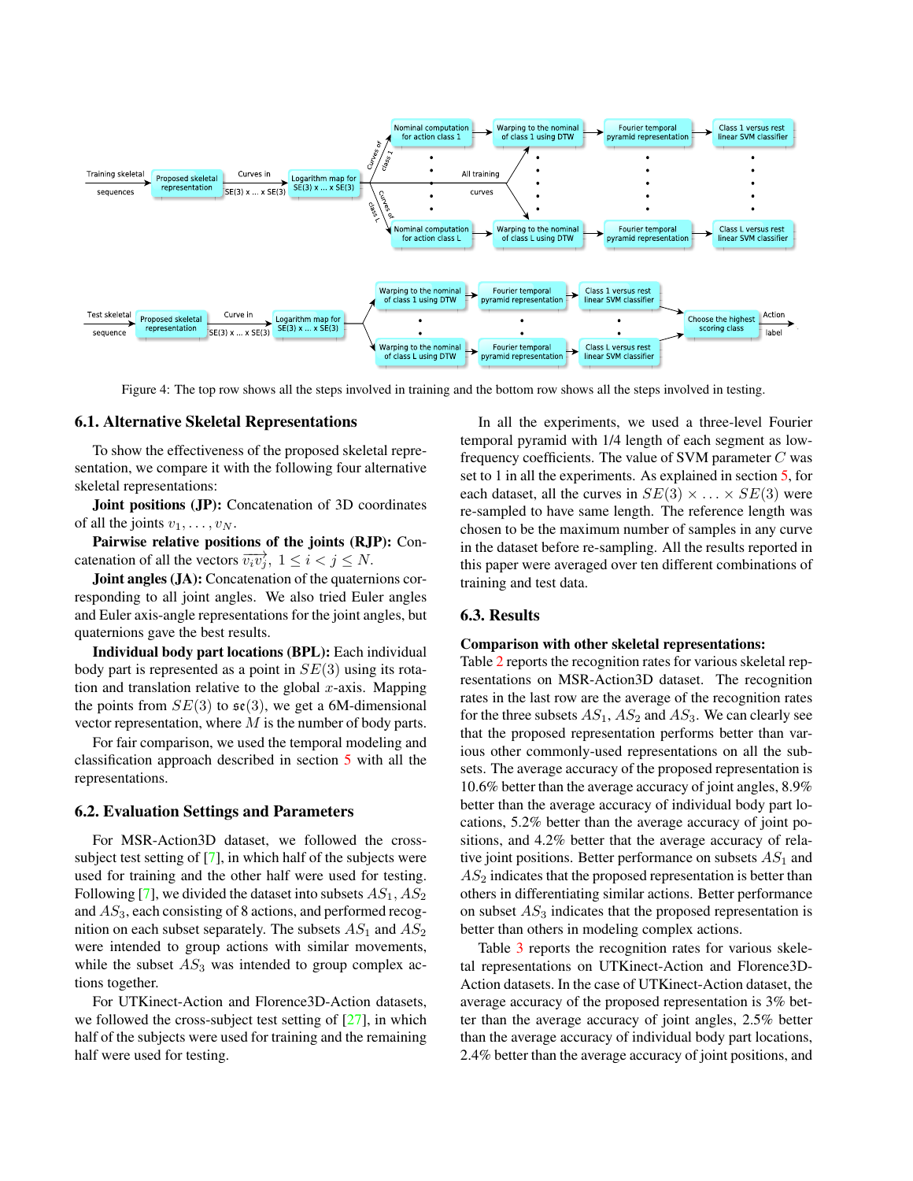Figure 4: The top row shows all the steps involved in training and the bottom row shows all the steps involved in testing.

### 6.1. Alternative Skeletal Representations

To show the effectiveness of the proposed skeletal representation, we compare it with the following four alternative skeletal representations:

**Joint positions (JP):** Concatenation of 3D coordinates of all the joints $v_1, \ldots, v_N$.

**Pairwise relative positions of the joints (RJP):** Concatenation of all the vectors $\overrightarrow{v_i v_j}$, $1 \le i < j \le N$.

**Joint angles (JA):** Concatenation of the quaternions corresponding to all joint angles. We also tried Euler angles and Euler axis-angle representations for the joint angles, but quaternions gave the best results.

**Individual body part locations (BPL):** Each individual body part is represented as a point in $SE(3)$ using its rotation and translation relative to the global $x$-axis. Mapping the points from $SE(3)$ to $\mathfrak{se}(3)$, we get a 6M-dimensional vector representation, where $M$ is the number of body parts.

For fair comparison, we used the temporal modeling and classification approach described in section 5 with all the representations.

### 6.2. Evaluation Settings and Parameters

For MSR-Action3D dataset, we followed the cross-subject test setting of [7], in which half of the subjects were used for training and the other half were used for testing. Following [7], we divided the dataset into subsets $AS_1$, $AS_2$ and $AS_3$, each consisting of 8 actions, and performed recognition on each subset separately. The subsets $AS_1$ and $AS_2$ were intended to group actions with similar movements, while the subset $AS_3$ was intended to group complex actions together.

For UTKinect-Action and Florence3D-Action datasets, we followed the cross-subject test setting of [27], in which half of the subjects were used for training and the remaining half were used for testing.

In all the experiments, we used a three-level Fourier temporal pyramid with 1/4 length of each segment as low-frequency coefficients. The value of SVM parameter $C$ was set to 1 in all the experiments. As explained in section 5, for each dataset, all the curves in $SE(3) \times \ldots \times SE(3)$ were re-sampled to have same length. The reference length was chosen to be the maximum number of samples in any curve in the dataset before re-sampling. All the results reported in this paper were averaged over ten different combinations of training and test data.

### 6.3. Results

**Comparison with other skeletal representations:** Table 2 reports the recognition rates for various skeletal representations on MSR-Action3D dataset. The recognition rates in the last row are the average of the recognition rates for the three subsets $AS_1$, $AS_2$ and $AS_3$. We can clearly see that the proposed representation performs better than various other commonly-used representations on all the subsets. The average accuracy of the proposed representation is 10.6% better than the average accuracy of joint angles, 8.9% better than the average accuracy of individual body part locations, 5.2% better than the average accuracy of joint positions, and 4.2% better that the average accuracy of relative joint positions. Better performance on subsets $AS_1$ and $AS_2$ indicates that the proposed representation is better than others in differentiating similar actions. Better performance on subset $AS_3$ indicates that the proposed representation is better than others in modeling complex actions.

Table 3 reports the recognition rates for various skeletal representations on UTKinect-Action and Florence3D-Action datasets. In the case of UTKinect-Action dataset, the average accuracy of the proposed representation is 3% better than the average accuracy of joint angles, 2.5% better than the average accuracy of individual body part locations, 2.4% better than the average accuracy of joint positions, and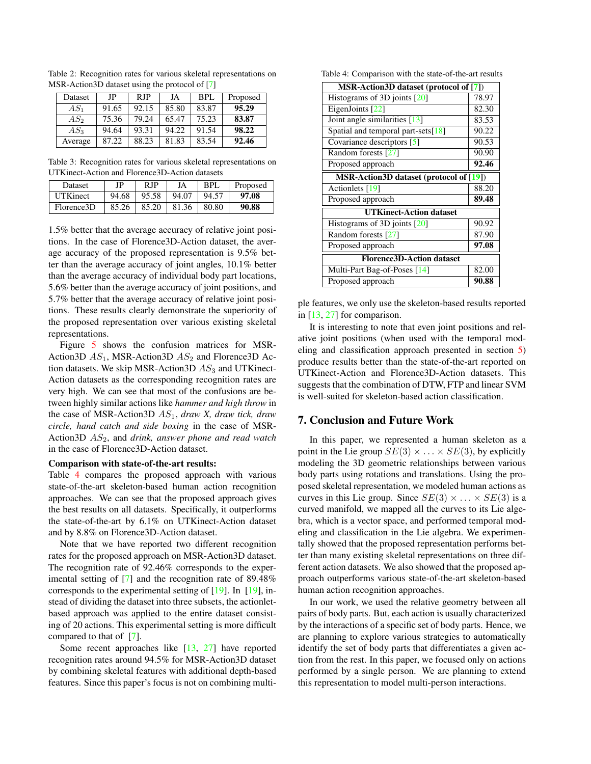Table 2: Recognition rates for various skeletal representations on MSR-Action3D dataset using the protocol of [7]

| Dataset | JP | RJP | JA | BPL | Proposed |
|---|---|---|---|---|---|
| $AS_1$ | 91.65 | 92.15 | 85.80 | 83.87 | **95.29** |
| $AS_2$ | 75.36 | 79.24 | 65.47 | 75.23 | **83.87** |
| $AS_3$ | 94.64 | 93.31 | 94.22 | 91.54 | **98.22** |
| Average | 87.22 | 88.23 | 81.83 | 83.54 | **92.46** |

Table 3: Recognition rates for various skeletal representations on UTKinect-Action and Florence3D-Action datasets

| Dataset | JP | RJP | JA | BPL | Proposed |
|---|---|---|---|---|---|
| UTKinect | 94.68 | 95.58 | 94.07 | 94.57 | **97.08** |
| Florence3D | 85.26 | 85.20 | 81.36 | 80.80 | **90.88** |

1.5% better that the average accuracy of relative joint positions. In the case of Florence3D-Action dataset, the average accuracy of the proposed representation is 9.5% better than the average accuracy of joint angles, 10.1% better than the average accuracy of individual body part locations, 5.6% better than the average accuracy of joint positions, and 5.7% better that the average accuracy of relative joint positions. These results clearly demonstrate the superiority of the proposed representation over various existing skeletal representations.

Figure 5 shows the confusion matrices for MSR-Action3D $AS_1$, MSR-Action3D $AS_2$ and Florence3D Action datasets. We skip MSR-Action3D $AS_3$ and UTKinect-Action datasets as the corresponding recognition rates are very high. We can see that most of the confusions are between highly similar actions like *hammer and high throw* in the case of MSR-Action3D $AS_1$, *draw X, draw tick, draw circle, hand catch and side boxing* in the case of MSR-Action3D $AS_2$, and *drink, answer phone and read watch* in the case of Florence3D-Action dataset.

**Comparison with state-of-the-art results:**
Table 4 compares the proposed approach with various state-of-the-art skeleton-based human action recognition approaches. We can see that the proposed approach gives the best results on all datasets. Specifically, it outperforms the state-of-the-art by 6.1% on UTKinect-Action dataset and by 8.8% on Florence3D-Action dataset.

Note that we have reported two different recognition rates for the proposed approach on MSR-Action3D dataset. The recognition rate of 92.46% corresponds to the experimental setting of [7] and the recognition rate of 89.48% corresponds to the experimental setting of [19]. In [19], instead of dividing the dataset into three subsets, the actionlet-based approach was applied to the entire dataset consisting of 20 actions. This experimental setting is more difficult compared to that of [7].

Some recent approaches like [13, 27] have reported recognition rates around 94.5% for MSR-Action3D dataset by combining skeletal features with additional depth-based features. Since this paper's focus is not on combining multiple features, we only use the skeleton-based results reported in [13, 27] for comparison.

Table 4: Comparison with the state-of-the-art results

| MSR-Action3D dataset (protocol of [7]) | |
|---|---|
| Histograms of 3D joints [20] | 78.97 |
| EigenJoints [22] | 82.30 |
| Joint angle similarities [13] | 83.53 |
| Spatial and temporal part-sets[18] | 90.22 |
| Covariance descriptors [5] | 90.53 |
| Random forests [27] | 90.90 |
| Proposed approach | **92.46** |
| **MSR-Action3D dataset (protocol of [19])** | |
| Actionlets [19] | 88.20 |
| Proposed approach | **89.48** |
| **UTKinect-Action dataset** | |
| Histograms of 3D joints [20] | 90.92 |
| Random forests [27] | 87.90 |
| Proposed approach | **97.08** |
| **Florence3D-Action dataset** | |
| Multi-Part Bag-of-Poses [14] | 82.00 |
| Proposed approach | **90.88** |

It is interesting to note that even joint positions and relative joint positions (when used with the temporal modeling and classification approach presented in section 5) produce results better than the state-of-the-art reported on UTKinect-Action and Florence3D-Action datasets. This suggests that the combination of DTW, FTP and linear SVM is well-suited for skeleton-based action classification.

## 7. Conclusion and Future Work

In this paper, we represented a human skeleton as a point in the Lie group $SE(3) \times \ldots \times SE(3)$, by explicitly modeling the 3D geometric relationships between various body parts using rotations and translations. Using the proposed skeletal representation, we modeled human actions as curves in this Lie group. Since $SE(3) \times \ldots \times SE(3)$ is a curved manifold, we mapped all the curves to its Lie algebra, which is a vector space, and performed temporal modeling and classification in the Lie algebra. We experimentally showed that the proposed representation performs better than many existing skeletal representations on three different action datasets. We also showed that the proposed approach outperforms various state-of-the-art skeleton-based human action recognition approaches.

In our work, we used the relative geometry between all pairs of body parts. But, each action is usually characterized by the interactions of a specific set of body parts. Hence, we are planning to explore various strategies to automatically identify the set of body parts that differentiates a given action from the rest. In this paper, we focused only on actions performed by a single person. We are planning to extend this representation to model multi-person interactions.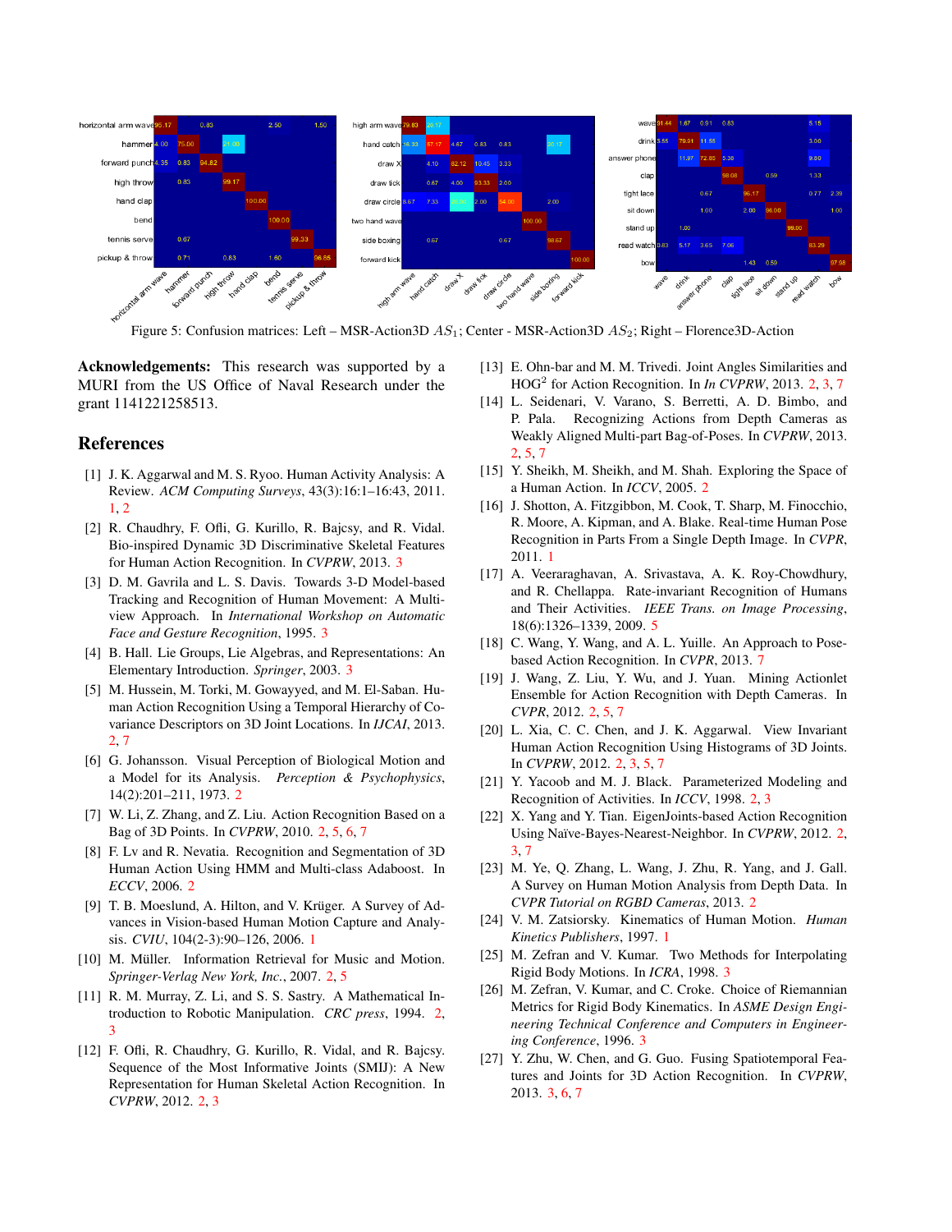horizontal arm wave 95.17 0.83 2.50 1.50
hammer 4.00 75.00 21.00
forward punch 4.35 0.83 94.82
high throw 0.83 99.17
hand clap 100.00
bend 100.00
tennis serve 0.67 99.33
pickup & throw 0.71 0.83 1.60 96.85
horizontal arm wave hammer forward punch high throw hand clap bend tennis serve pickup & throw

high arm wave 79.83 20.17
hand catch 16.33 57.17 4.67 0.83 0.83 20.17
draw X 4.10 82.12 10.45 3.33
draw tick 0.67 4.00 93.33 2.00
draw circle 8.67 7.33 26.00 2.00 54.00 2.00
two hand wave 100.00
side boxing 0.67 0.67 98.67
forward kick 100.00
high arm wave hand catch draw X draw tick draw circle two hand wave side boxing forward kick

wave 91.44 1.67 0.91 0.83 5.15
drink 5.55 79.91 11.55 3.00
answer phone 11.97 72.85 5.38 9.80
clap 98.08 0.59 1.33
tight lace 0.67 96.17 0.77 2.39
sit down 1.00 2.00 96.00 1.00
stand up 1.00 99.00
read watch 0.83 5.17 3.65 7.06 83.29
bow 1.43 0.59 97.98
wave drink answer phone clap tight lace sit down stand up read watch bow

Figure 5: Confusion matrices: Left – MSR-Action3D $AS_1$; Center - MSR-Action3D $AS_2$; Right – Florence3D-Action

**Acknowledgements:** This research was supported by a MURI from the US Office of Naval Research under the grant 1141221258513.

## References

[1] J. K. Aggarwal and M. S. Ryoo. Human Activity Analysis: A Review. *ACM Computing Surveys*, 43(3):16:1–16:43, 2011. 1, 2

[2] R. Chaudhry, F. Ofli, G. Kurillo, R. Bajcsy, and R. Vidal. Bio-inspired Dynamic 3D Discriminative Skeletal Features for Human Action Recognition. In *CVPRW*, 2013. 3

[3] D. M. Gavrila and L. S. Davis. Towards 3-D Model-based Tracking and Recognition of Human Movement: A Multi-view Approach. In *International Workshop on Automatic Face and Gesture Recognition*, 1995. 3

[4] B. Hall. Lie Groups, Lie Algebras, and Representations: An Elementary Introduction. *Springer*, 2003. 3

[5] M. Hussein, M. Torki, M. Gowayyed, and M. El-Saban. Human Action Recognition Using a Temporal Hierarchy of Covariance Descriptors on 3D Joint Locations. In *IJCAI*, 2013. 2, 7

[6] G. Johansson. Visual Perception of Biological Motion and a Model for its Analysis. *Perception & Psychophysics*, 14(2):201–211, 1973. 2

[7] W. Li, Z. Zhang, and Z. Liu. Action Recognition Based on a Bag of 3D Points. In *CVPRW*, 2010. 2, 5, 6, 7

[8] F. Lv and R. Nevatia. Recognition and Segmentation of 3D Human Action Using HMM and Multi-class Adaboost. In *ECCV*, 2006. 2

[9] T. B. Moeslund, A. Hilton, and V. Krüger. A Survey of Advances in Vision-based Human Motion Capture and Analysis. *CVIU*, 104(2-3):90–126, 2006. 1

[10] M. Müller. Information Retrieval for Music and Motion. *Springer-Verlag New York, Inc.*, 2007. 2, 5

[11] R. M. Murray, Z. Li, and S. S. Sastry. A Mathematical Introduction to Robotic Manipulation. *CRC press*, 1994. 2, 3

[12] F. Ofli, R. Chaudhry, G. Kurillo, R. Vidal, and R. Bajcsy. Sequence of the Most Informative Joints (SMIJ): A New Representation for Human Skeletal Action Recognition. In *CVPRW*, 2012. 2, 3

[13] E. Ohn-bar and M. M. Trivedi. Joint Angles Similarities and $\text{HOG}^2$ for Action Recognition. In *In CVPRW*, 2013. 2, 3, 7

[14] L. Seidenari, V. Varano, S. Berretti, A. D. Bimbo, and P. Pala. Recognizing Actions from Depth Cameras as Weakly Aligned Multi-part Bag-of-Poses. In *CVPRW*, 2013. 2, 5, 7

[15] Y. Sheikh, M. Sheikh, and M. Shah. Exploring the Space of a Human Action. In *ICCV*, 2005. 2

[16] J. Shotton, A. Fitzgibbon, M. Cook, T. Sharp, M. Finocchio, R. Moore, A. Kipman, and A. Blake. Real-time Human Pose Recognition in Parts From a Single Depth Image. In *CVPR*, 2011. 1

[17] A. Veeraraghavan, A. Srivastava, A. K. Roy-Chowdhury, and R. Chellappa. Rate-invariant Recognition of Humans and Their Activities. *IEEE Trans. on Image Processing*, 18(6):1326–1339, 2009. 5

[18] C. Wang, Y. Wang, and A. L. Yuille. An Approach to Pose-based Action Recognition. In *CVPR*, 2013. 7

[19] J. Wang, Z. Liu, Y. Wu, and J. Yuan. Mining Actionlet Ensemble for Action Recognition with Depth Cameras. In *CVPR*, 2012. 2, 5, 7

[20] L. Xia, C. C. Chen, and J. K. Aggarwal. View Invariant Human Action Recognition Using Histograms of 3D Joints. In *CVPRW*, 2012. 2, 3, 5, 7

[21] Y. Yacoob and M. J. Black. Parameterized Modeling and Recognition of Activities. In *ICCV*, 1998. 2, 3

[22] X. Yang and Y. Tian. EigenJoints-based Action Recognition Using Naïve-Bayes-Nearest-Neighbor. In *CVPRW*, 2012. 2, 3, 7

[23] M. Ye, Q. Zhang, L. Wang, J. Zhu, R. Yang, and J. Gall. A Survey on Human Motion Analysis from Depth Data. In *CVPR Tutorial on RGBD Cameras*, 2013. 2

[24] V. M. Zatsiorsky. Kinematics of Human Motion. *Human Kinetics Publishers*, 1997. 1

[25] M. Zefran and V. Kumar. Two Methods for Interpolating Rigid Body Motions. In *ICRA*, 1998. 3

[26] M. Zefran, V. Kumar, and C. Croke. Choice of Riemannian Metrics for Rigid Body Kinematics. In *ASME Design Engineering Technical Conference and Computers in Engineering Conference*, 1996. 3

[27] Y. Zhu, W. Chen, and G. Guo. Fusing Spatiotemporal Features and Joints for 3D Action Recognition. In *CVPRW*, 2013. 3, 6, 7